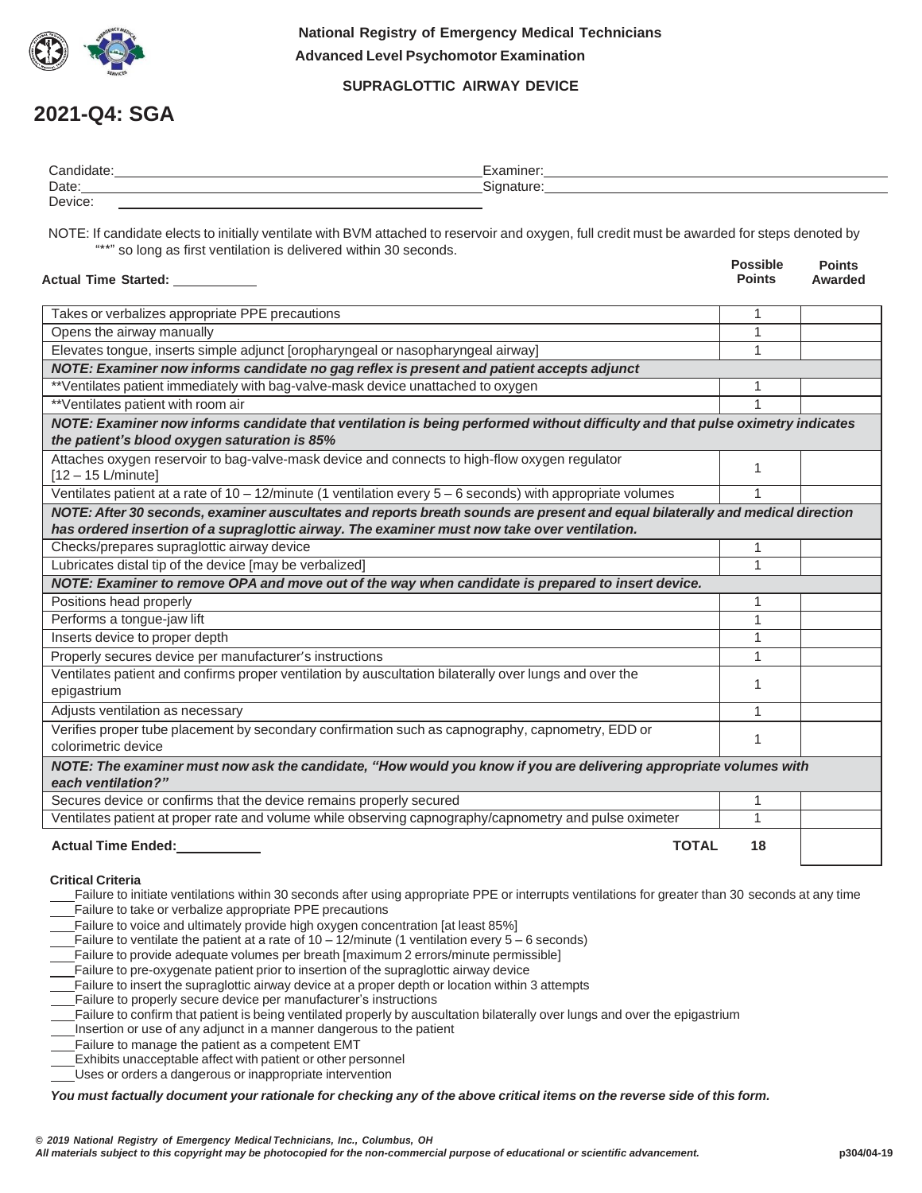**National Registry of Emergency Medical Technicians**
**Advanced Level Psychomotor Examination**

**SUPRAGLOTTIC AIRWAY DEVICE**

# 2021-Q4: SGA

Candidate:________________________________ Examiner:________________________________
Date:________________________________ Signature:________________________________
Device: ________________________________

NOTE: If candidate elects to initially ventilate with BVM attached to reservoir and oxygen, full credit must be awarded for steps denoted by "**" so long as first ventilation is delivered within 30 seconds.

**Actual Time Started:** ___________

| | **Possible Points** | **Points Awarded** |
|---|---|---|
| Takes or verbalizes appropriate PPE precautions | 1 | |
| Opens the airway manually | 1 | |
| Elevates tongue, inserts simple adjunct [oropharyngeal or nasopharyngeal airway] | 1 | |
| ***NOTE: Examiner now informs candidate no gag reflex is present and patient accepts adjunct*** | | |
| **Ventilates patient immediately with bag-valve-mask device unattached to oxygen | 1 | |
| **Ventilates patient with room air | 1 | |
| ***NOTE: Examiner now informs candidate that ventilation is being performed without difficulty and that pulse oximetry indicates the patient's blood oxygen saturation is 85%*** | | |
| Attaches oxygen reservoir to bag-valve-mask device and connects to high-flow oxygen regulator [12 – 15 L/minute] | 1 | |
| Ventilates patient at a rate of 10 – 12/minute (1 ventilation every 5 – 6 seconds) with appropriate volumes | 1 | |
| ***NOTE: After 30 seconds, examiner auscultates and reports breath sounds are present and equal bilaterally and medical direction has ordered insertion of a supraglottic airway. The examiner must now take over ventilation.*** | | |
| Checks/prepares supraglottic airway device | 1 | |
| Lubricates distal tip of the device [may be verbalized] | 1 | |
| ***NOTE: Examiner to remove OPA and move out of the way when candidate is prepared to insert device.*** | | |
| Positions head properly | 1 | |
| Performs a tongue-jaw lift | 1 | |
| Inserts device to proper depth | 1 | |
| Properly secures device per manufacturer's instructions | 1 | |
| Ventilates patient and confirms proper ventilation by auscultation bilaterally over lungs and over the epigastrium | 1 | |
| Adjusts ventilation as necessary | 1 | |
| Verifies proper tube placement by secondary confirmation such as capnography, capnometry, EDD or colorimetric device | 1 | |
| ***NOTE: The examiner must now ask the candidate, "How would you know if you are delivering appropriate volumes with each ventilation?"*** | | |
| Secures device or confirms that the device remains properly secured | 1 | |
| Ventilates patient at proper rate and volume while observing capnography/capnometry and pulse oximeter | 1 | |
| **Actual Time Ended:** ___________ **TOTAL** | **18** | |

**Critical Criteria**

- ___ Failure to initiate ventilations within 30 seconds after using appropriate PPE or interrupts ventilations for greater than 30 seconds at any time
- ___ Failure to take or verbalize appropriate PPE precautions
- ___ Failure to voice and ultimately provide high oxygen concentration [at least 85%]
- ___ Failure to ventilate the patient at a rate of 10 – 12/minute (1 ventilation every 5 – 6 seconds)
- ___ Failure to provide adequate volumes per breath [maximum 2 errors/minute permissible]
- ___ Failure to pre-oxygenate patient prior to insertion of the supraglottic airway device
- ___ Failure to insert the supraglottic airway device at a proper depth or location within 3 attempts
- ___ Failure to properly secure device per manufacturer's instructions
- ___ Failure to confirm that patient is being ventilated properly by auscultation bilaterally over lungs and over the epigastrium
- ___ Insertion or use of any adjunct in a manner dangerous to the patient
- ___ Failure to manage the patient as a competent EMT
- ___ Exhibits unacceptable affect with patient or other personnel
- ___ Uses or orders a dangerous or inappropriate intervention

***You must factually document your rationale for checking any of the above critical items on the reverse side of this form.***

*© 2019 National Registry of Emergency Medical Technicians, Inc., Columbus, OH*
*All materials subject to this copyright may be photocopied for the non-commercial purpose of educational or scientific advancement.*

p304/04-19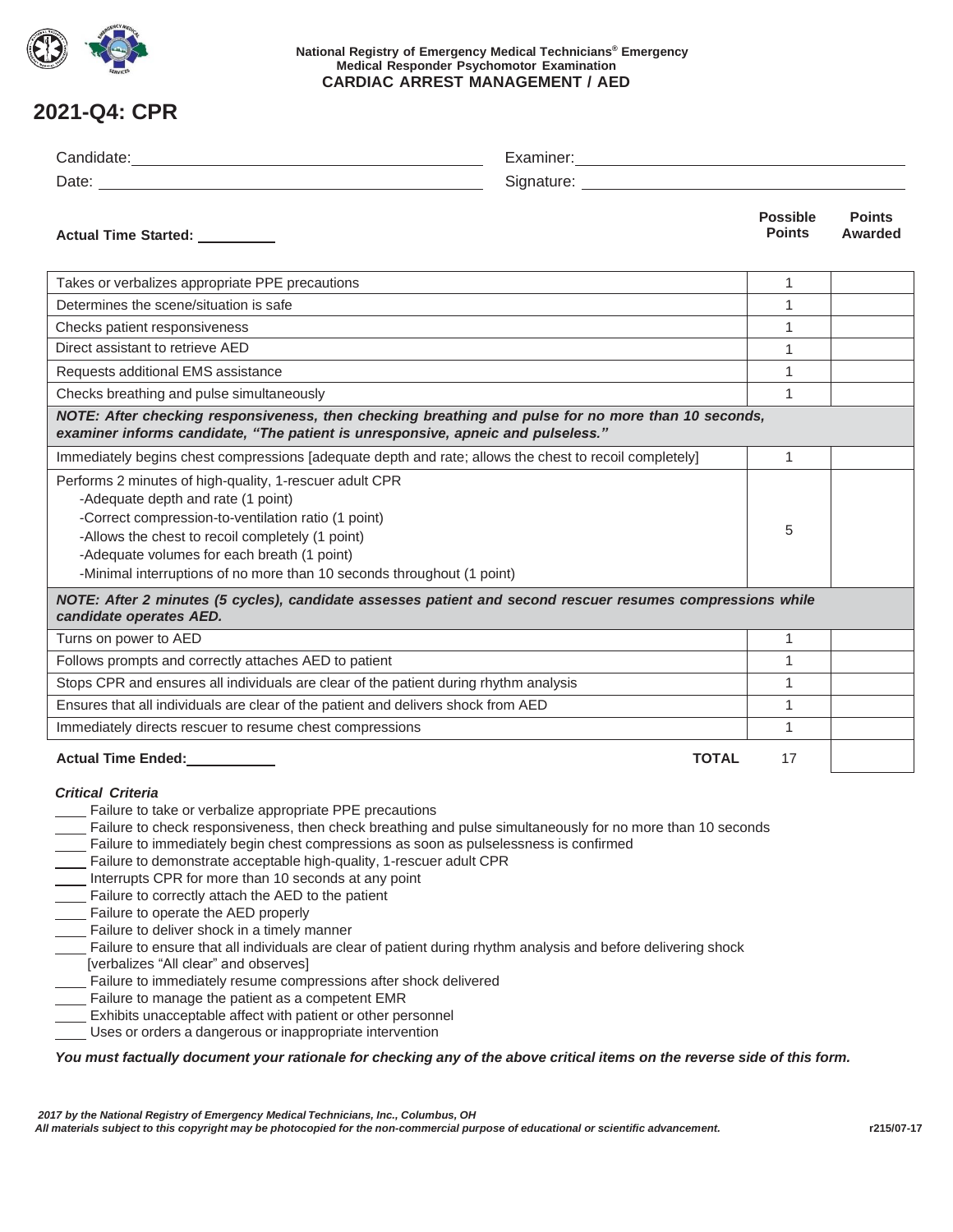National Registry of Emergency Medical Technicians® Emergency Medical Responder Psychomotor Examination
**CARDIAC ARREST MANAGEMENT / AED**

# 2021-Q4: CPR

Candidate: ______________________ Examiner: ______________________

Date: ______________________ Signature: ______________________

**Actual Time Started:** ________

| | Possible Points | Points Awarded |
|---|---|---|
| Takes or verbalizes appropriate PPE precautions | 1 | |
| Determines the scene/situation is safe | 1 | |
| Checks patient responsiveness | 1 | |
| Direct assistant to retrieve AED | 1 | |
| Requests additional EMS assistance | 1 | |
| Checks breathing and pulse simultaneously | 1 | |
| ***NOTE: After checking responsiveness, then checking breathing and pulse for no more than 10 seconds, examiner informs candidate, "The patient is unresponsive, apneic and pulseless."*** | | |
| Immediately begins chest compressions [adequate depth and rate; allows the chest to recoil completely] | 1 | |
| Performs 2 minutes of high-quality, 1-rescuer adult CPR<br>-Adequate depth and rate (1 point)<br>-Correct compression-to-ventilation ratio (1 point)<br>-Allows the chest to recoil completely (1 point)<br>-Adequate volumes for each breath (1 point)<br>-Minimal interruptions of no more than 10 seconds throughout (1 point) | 5 | |
| ***NOTE: After 2 minutes (5 cycles), candidate assesses patient and second rescuer resumes compressions while candidate operates AED.*** | | |
| Turns on power to AED | 1 | |
| Follows prompts and correctly attaches AED to patient | 1 | |
| Stops CPR and ensures all individuals are clear of the patient during rhythm analysis | 1 | |
| Ensures that all individuals are clear of the patient and delivers shock from AED | 1 | |
| Immediately directs rescuer to resume chest compressions | 1 | |
| **Actual Time Ended:** ________ **TOTAL** | 17 | |

***Critical Criteria***

____ Failure to take or verbalize appropriate PPE precautions
____ Failure to check responsiveness, then check breathing and pulse simultaneously for no more than 10 seconds
____ Failure to immediately begin chest compressions as soon as pulselessness is confirmed
____ Failure to demonstrate acceptable high-quality, 1-rescuer adult CPR
____ Interrupts CPR for more than 10 seconds at any point
____ Failure to correctly attach the AED to the patient
____ Failure to operate the AED properly
____ Failure to deliver shock in a timely manner
____ Failure to ensure that all individuals are clear of patient during rhythm analysis and before delivering shock [verbalizes "All clear" and observes]
____ Failure to immediately resume compressions after shock delivered
____ Failure to manage the patient as a competent EMR
____ Exhibits unacceptable affect with patient or other personnel
____ Uses or orders a dangerous or inappropriate intervention

***You must factually document your rationale for checking any of the above critical items on the reverse side of this form.***

*2017 by the National Registry of Emergency Medical Technicians, Inc., Columbus, OH*
*All materials subject to this copyright may be photocopied for the non-commercial purpose of educational or scientific advancement.*

r215/07-17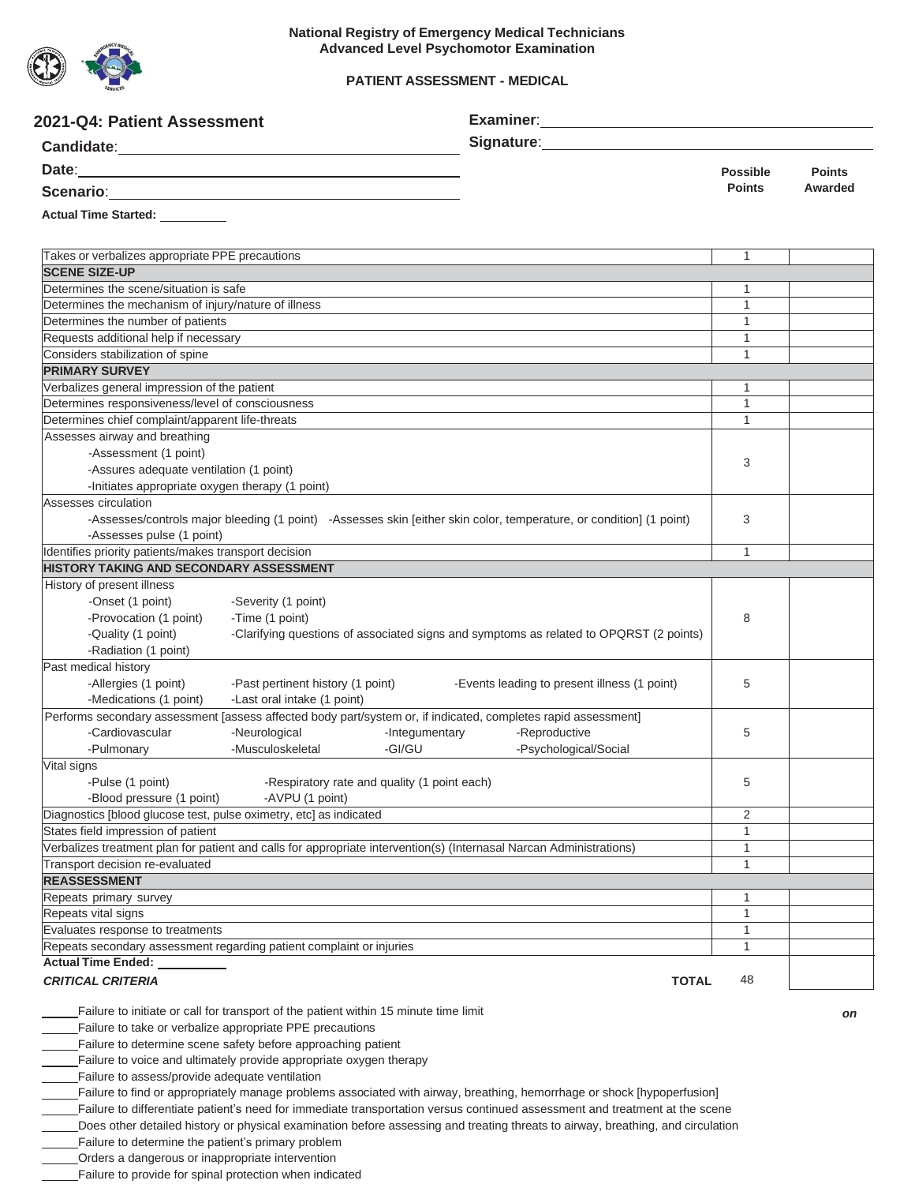National Registry of Emergency Medical Technicians
Advanced Level Psychomotor Examination

**PATIENT ASSESSMENT - MEDICAL**

## 2021-Q4: Patient Assessment

**Candidate**:______________________________ **Examiner**:______________________________

**Date**:______________________________ **Signature**:______________________________

**Scenario**:______________________________

**Actual Time Started:** __________

| | Possible Points | Points Awarded |
|---|---|---|
| Takes or verbalizes appropriate PPE precautions | 1 | |
| **SCENE SIZE-UP** | | |
| Determines the scene/situation is safe | 1 | |
| Determines the mechanism of injury/nature of illness | 1 | |
| Determines the number of patients | 1 | |
| Requests additional help if necessary | 1 | |
| Considers stabilization of spine | 1 | |
| **PRIMARY SURVEY** | | |
| Verbalizes general impression of the patient | 1 | |
| Determines responsiveness/level of consciousness | 1 | |
| Determines chief complaint/apparent life-threats | 1 | |
| Assesses airway and breathing<br>-Assessment (1 point)<br>-Assures adequate ventilation (1 point)<br>-Initiates appropriate oxygen therapy (1 point) | 3 | |
| Assesses circulation<br>-Assesses/controls major bleeding (1 point) -Assesses skin [either skin color, temperature, or condition] (1 point)<br>-Assesses pulse (1 point) | 3 | |
| Identifies priority patients/makes transport decision | 1 | |
| **HISTORY TAKING AND SECONDARY ASSESSMENT** | | |
| History of present illness<br>-Onset (1 point) -Severity (1 point)<br>-Provocation (1 point) -Time (1 point)<br>-Quality (1 point) -Clarifying questions of associated signs and symptoms as related to OPQRST (2 points)<br>-Radiation (1 point) | 8 | |
| Past medical history<br>-Allergies (1 point) -Past pertinent history (1 point) -Events leading to present illness (1 point)<br>-Medications (1 point) -Last oral intake (1 point) | 5 | |
| Performs secondary assessment [assess affected body part/system or, if indicated, completes rapid assessment]<br>-Cardiovascular -Neurological -Integumentary -Reproductive<br>-Pulmonary -Musculoskeletal -GI/GU -Psychological/Social | 5 | |
| Vital signs<br>-Pulse (1 point) -Respiratory rate and quality (1 point each)<br>-Blood pressure (1 point) -AVPU (1 point) | 5 | |
| Diagnostics [blood glucose test, pulse oximetry, etc] as indicated | 2 | |
| States field impression of patient | 1 | |
| Verbalizes treatment plan for patient and calls for appropriate intervention(s) (Internasal Narcan Administrations) | 1 | |
| Transport decision re-evaluated | 1 | |
| **REASSESSMENT** | | |
| Repeats primary survey | 1 | |
| Repeats vital signs | 1 | |
| Evaluates response to treatments | 1 | |
| Repeats secondary assessment regarding patient complaint or injuries | 1 | |
| **Actual Time Ended:** __________ | | |
| ***CRITICAL CRITERIA*** **TOTAL** | 48 | |

***on***

_____ Failure to initiate or call for transport of the patient within 15 minute time limit
_____ Failure to take or verbalize appropriate PPE precautions
_____ Failure to determine scene safety before approaching patient
_____ Failure to voice and ultimately provide appropriate oxygen therapy
_____ Failure to assess/provide adequate ventilation
_____ Failure to find or appropriately manage problems associated with airway, breathing, hemorrhage or shock [hypoperfusion]
_____ Failure to differentiate patient's need for immediate transportation versus continued assessment and treatment at the scene
_____ Does other detailed history or physical examination before assessing and treating threats to airway, breathing, and circulation
_____ Failure to determine the patient's primary problem
_____ Orders a dangerous or inappropriate intervention
_____ Failure to provide for spinal protection when indicated